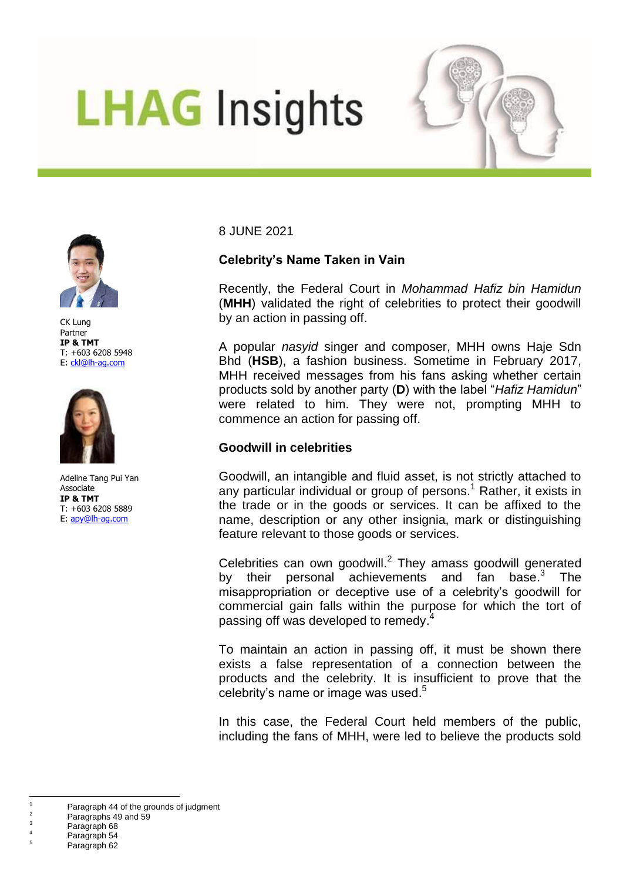# LHAG Insights

CK Lung
Partner
**IP & TMT**
T: +603 6208 5948
E: ckl@lh-ag.com

Adeline Tang Pui Yan
Associate
**IP & TMT**
T: +603 6208 5889
E: apy@lh-ag.com

8 JUNE 2021

## Celebrity's Name Taken in Vain

Recently, the Federal Court in *Mohammad Hafiz bin Hamidun* (**MHH**) validated the right of celebrities to protect their goodwill by an action in passing off.

A popular *nasyid* singer and composer, MHH owns Haje Sdn Bhd (**HSB**), a fashion business. Sometime in February 2017, MHH received messages from his fans asking whether certain products sold by another party (**D**) with the label "*Hafiz Hamidun*" were related to him. They were not, prompting MHH to commence an action for passing off.

### Goodwill in celebrities

Goodwill, an intangible and fluid asset, is not strictly attached to any particular individual or group of persons.[1] Rather, it exists in the trade or in the goods or services. It can be affixed to the name, description or any other insignia, mark or distinguishing feature relevant to those goods or services.

Celebrities can own goodwill.[2] They amass goodwill generated by their personal achievements and fan base.[3] The misappropriation or deceptive use of a celebrity's goodwill for commercial gain falls within the purpose for which the tort of passing off was developed to remedy.[4]

To maintain an action in passing off, it must be shown there exists a false representation of a connection between the products and the celebrity. It is insufficient to prove that the celebrity's name or image was used.[5]

In this case, the Federal Court held members of the public, including the fans of MHH, were led to believe the products sold

---

[1] Paragraph 44 of the grounds of judgment
[2] Paragraphs 49 and 59
[3] Paragraph 68
[4] Paragraph 54
[5] Paragraph 62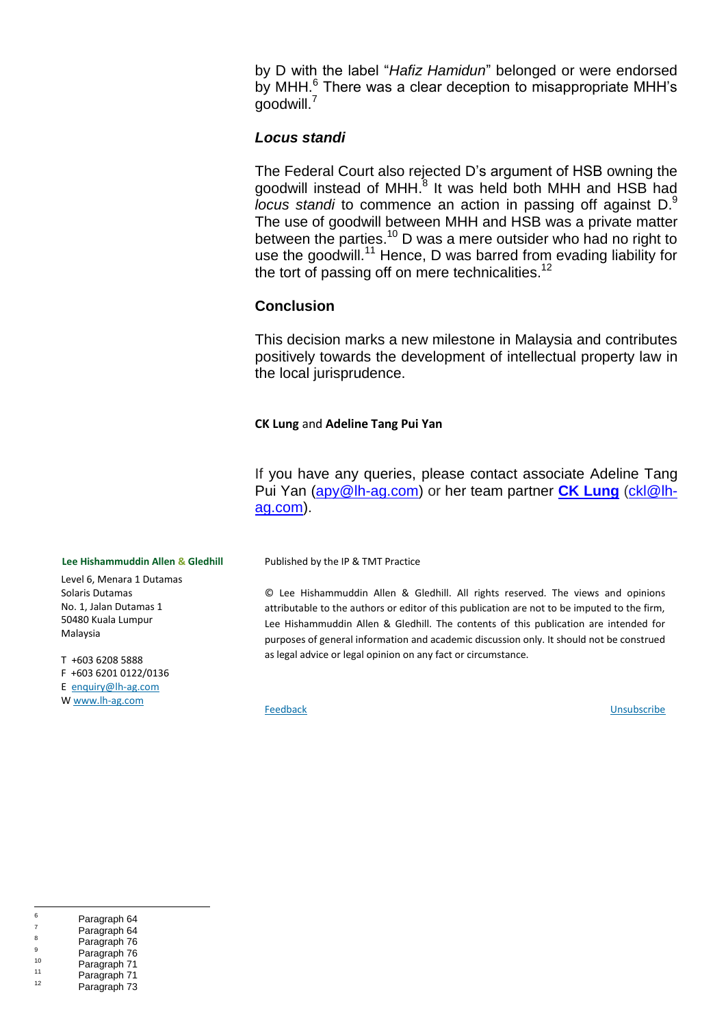by D with the label "*Hafiz Hamidun*" belonged or were endorsed by MHH.[6] There was a clear deception to misappropriate MHH's goodwill.[7]

### *Locus standi*

The Federal Court also rejected D's argument of HSB owning the goodwill instead of MHH.[8] It was held both MHH and HSB had *locus standi* to commence an action in passing off against D.[9] The use of goodwill between MHH and HSB was a private matter between the parties.[10] D was a mere outsider who had no right to use the goodwill.[11] Hence, D was barred from evading liability for the tort of passing off on mere technicalities.[12]

### Conclusion

This decision marks a new milestone in Malaysia and contributes positively towards the development of intellectual property law in the local jurisprudence.

**CK Lung** and **Adeline Tang Pui Yan**

If you have any queries, please contact associate Adeline Tang Pui Yan (apy@lh-ag.com) or her team partner **CK Lung** (ckl@lh-ag.com).

**Lee Hishammuddin Allen & Gledhill**

Level 6, Menara 1 Dutamas
Solaris Dutamas
No. 1, Jalan Dutamas 1
50480 Kuala Lumpur
Malaysia

T +603 6208 5888
F +603 6201 0122/0136
E enquiry@lh-ag.com
W www.lh-ag.com

Published by the IP & TMT Practice

© Lee Hishammuddin Allen & Gledhill. All rights reserved. The views and opinions attributable to the authors or editor of this publication are not to be imputed to the firm, Lee Hishammuddin Allen & Gledhill. The contents of this publication are intended for purposes of general information and academic discussion only. It should not be construed as legal advice or legal opinion on any fact or circumstance.

Feedback

Unsubscribe

---

[6] Paragraph 64
[7] Paragraph 64
[8] Paragraph 76
[9] Paragraph 76
[10] Paragraph 71
[11] Paragraph 71
[12] Paragraph 73